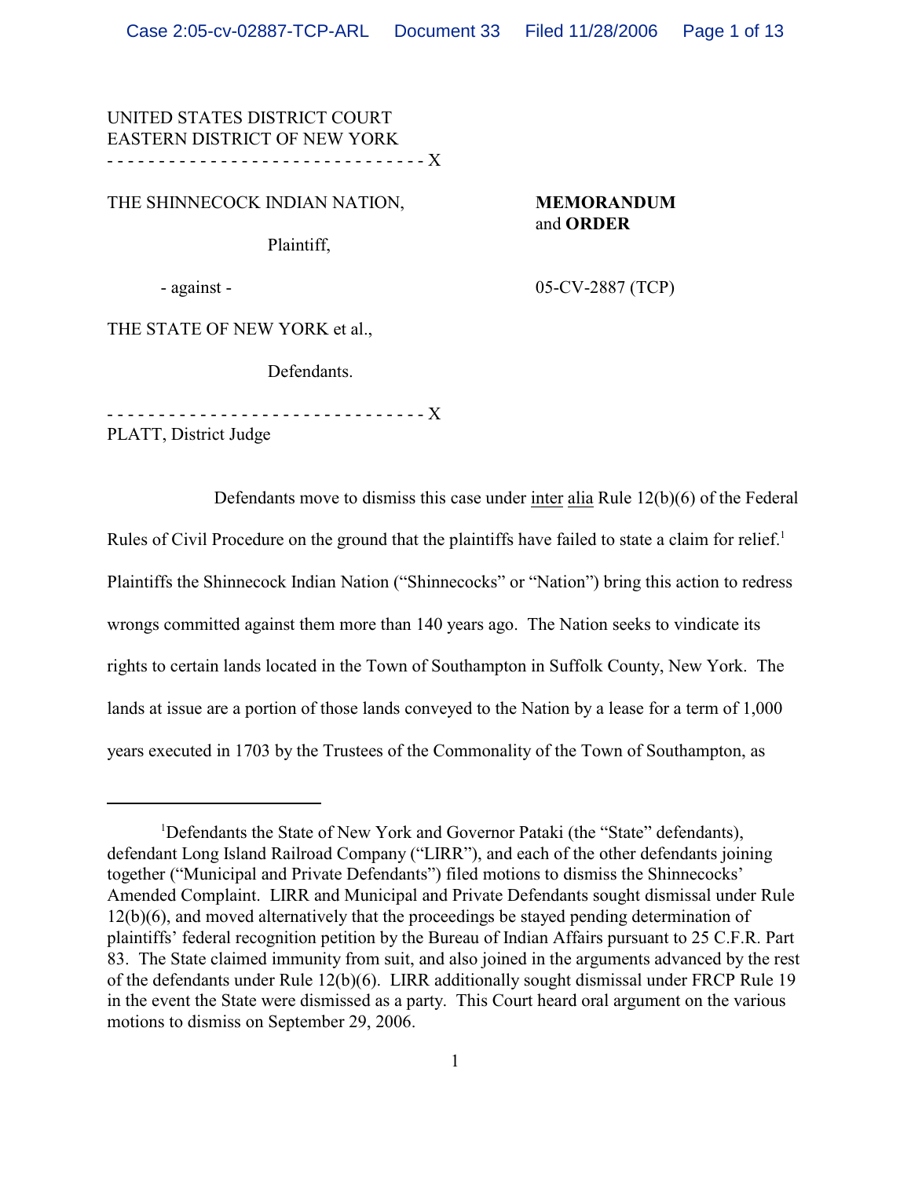UNITED STATES DISTRICT COURT
EASTERN DISTRICT OF NEW YORK
- - - - - - - - - - - - - - - - - - - - - - - - - - - - - - X

THE SHINNECOCK INDIAN NATION,

Plaintiff,

- against -

THE STATE OF NEW YORK et al.,

Defendants.

- - - - - - - - - - - - - - - - - - - - - - - - - - - - - - X

**MEMORANDUM** and **ORDER**

05-CV-2887 (TCP)

PLATT, District Judge

Defendants move to dismiss this case under inter alia Rule 12(b)(6) of the Federal Rules of Civil Procedure on the ground that the plaintiffs have failed to state a claim for relief.[1] Plaintiffs the Shinnecock Indian Nation ("Shinnecocks" or "Nation") bring this action to redress wrongs committed against them more than 140 years ago. The Nation seeks to vindicate its rights to certain lands located in the Town of Southampton in Suffolk County, New York. The lands at issue are a portion of those lands conveyed to the Nation by a lease for a term of 1,000 years executed in 1703 by the Trustees of the Commonality of the Town of Southampton, as

---

[1] Defendants the State of New York and Governor Pataki (the "State" defendants), defendant Long Island Railroad Company ("LIRR"), and each of the other defendants joining together ("Municipal and Private Defendants") filed motions to dismiss the Shinnecocks' Amended Complaint. LIRR and Municipal and Private Defendants sought dismissal under Rule 12(b)(6), and moved alternatively that the proceedings be stayed pending determination of plaintiffs' federal recognition petition by the Bureau of Indian Affairs pursuant to 25 C.F.R. Part 83. The State claimed immunity from suit, and also joined in the arguments advanced by the rest of the defendants under Rule 12(b)(6). LIRR additionally sought dismissal under FRCP Rule 19 in the event the State were dismissed as a party. This Court heard oral argument on the various motions to dismiss on September 29, 2006.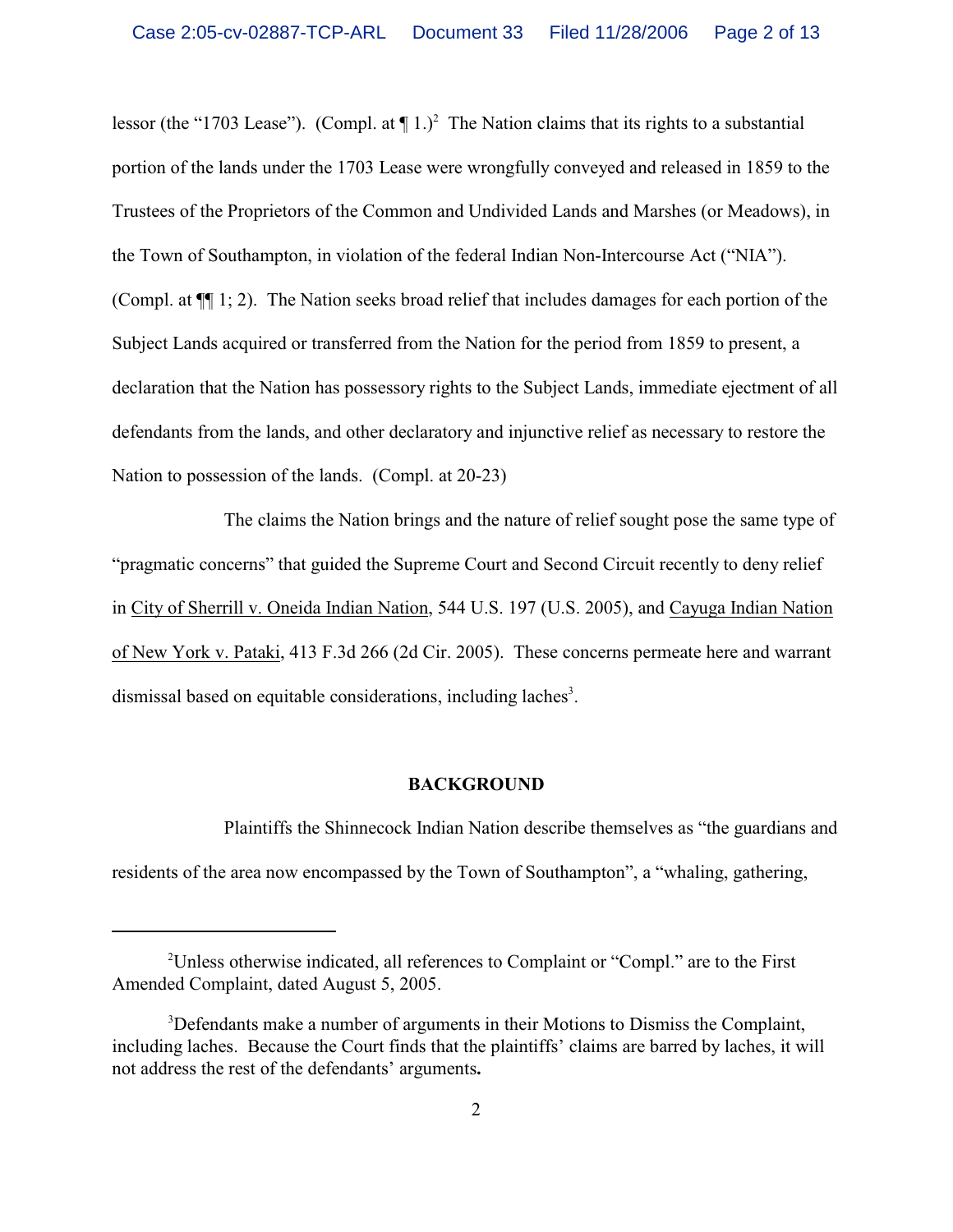lessor (the "1703 Lease"). (Compl. at ¶ 1.)[2] The Nation claims that its rights to a substantial portion of the lands under the 1703 Lease were wrongfully conveyed and released in 1859 to the Trustees of the Proprietors of the Common and Undivided Lands and Marshes (or Meadows), in the Town of Southampton, in violation of the federal Indian Non-Intercourse Act ("NIA"). (Compl. at ¶¶ 1; 2). The Nation seeks broad relief that includes damages for each portion of the Subject Lands acquired or transferred from the Nation for the period from 1859 to present, a declaration that the Nation has possessory rights to the Subject Lands, immediate ejectment of all defendants from the lands, and other declaratory and injunctive relief as necessary to restore the Nation to possession of the lands. (Compl. at 20-23)

The claims the Nation brings and the nature of relief sought pose the same type of "pragmatic concerns" that guided the Supreme Court and Second Circuit recently to deny relief in City of Sherrill v. Oneida Indian Nation, 544 U.S. 197 (U.S. 2005), and Cayuga Indian Nation of New York v. Pataki, 413 F.3d 266 (2d Cir. 2005). These concerns permeate here and warrant dismissal based on equitable considerations, including laches[3].

## BACKGROUND

Plaintiffs the Shinnecock Indian Nation describe themselves as "the guardians and residents of the area now encompassed by the Town of Southampton", a "whaling, gathering,

---

[2]Unless otherwise indicated, all references to Complaint or "Compl." are to the First Amended Complaint, dated August 5, 2005.

[3]Defendants make a number of arguments in their Motions to Dismiss the Complaint, including laches. Because the Court finds that the plaintiffs' claims are barred by laches, it will not address the rest of the defendants' arguments**.**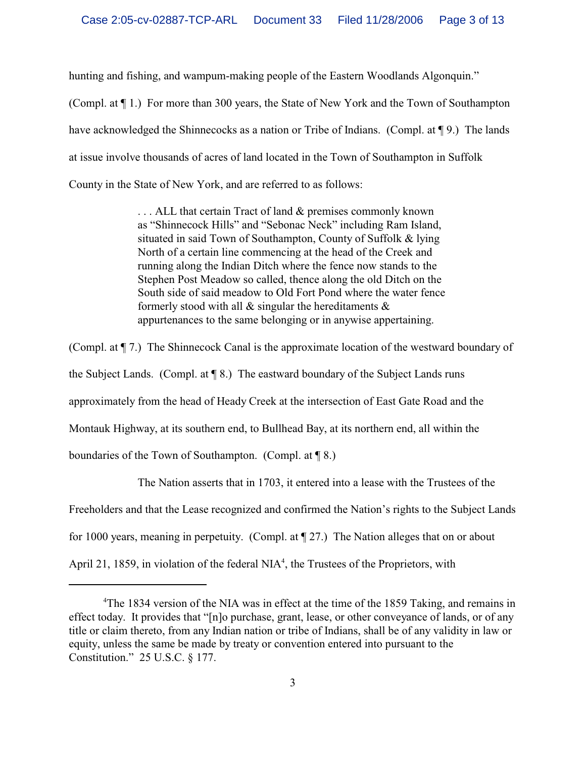hunting and fishing, and wampum-making people of the Eastern Woodlands Algonquin." (Compl. at ¶ 1.) For more than 300 years, the State of New York and the Town of Southampton have acknowledged the Shinnecocks as a nation or Tribe of Indians. (Compl. at ¶ 9.) The lands at issue involve thousands of acres of land located in the Town of Southampton in Suffolk County in the State of New York, and are referred to as follows:

> . . . ALL that certain Tract of land & premises commonly known as "Shinnecock Hills" and "Sebonac Neck" including Ram Island, situated in said Town of Southampton, County of Suffolk & lying North of a certain line commencing at the head of the Creek and running along the Indian Ditch where the fence now stands to the Stephen Post Meadow so called, thence along the old Ditch on the South side of said meadow to Old Fort Pond where the water fence formerly stood with all & singular the hereditaments & appurtenances to the same belonging or in anywise appertaining.

(Compl. at ¶ 7.) The Shinnecock Canal is the approximate location of the westward boundary of the Subject Lands. (Compl. at ¶ 8.) The eastward boundary of the Subject Lands runs approximately from the head of Heady Creek at the intersection of East Gate Road and the Montauk Highway, at its southern end, to Bullhead Bay, at its northern end, all within the boundaries of the Town of Southampton. (Compl. at ¶ 8.)

The Nation asserts that in 1703, it entered into a lease with the Trustees of the Freeholders and that the Lease recognized and confirmed the Nation's rights to the Subject Lands for 1000 years, meaning in perpetuity. (Compl. at ¶ 27.) The Nation alleges that on or about April 21, 1859, in violation of the federal NIA[4], the Trustees of the Proprietors, with

[4]The 1834 version of the NIA was in effect at the time of the 1859 Taking, and remains in effect today. It provides that "[n]o purchase, grant, lease, or other conveyance of lands, or of any title or claim thereto, from any Indian nation or tribe of Indians, shall be of any validity in law or equity, unless the same be made by treaty or convention entered into pursuant to the Constitution." 25 U.S.C. § 177.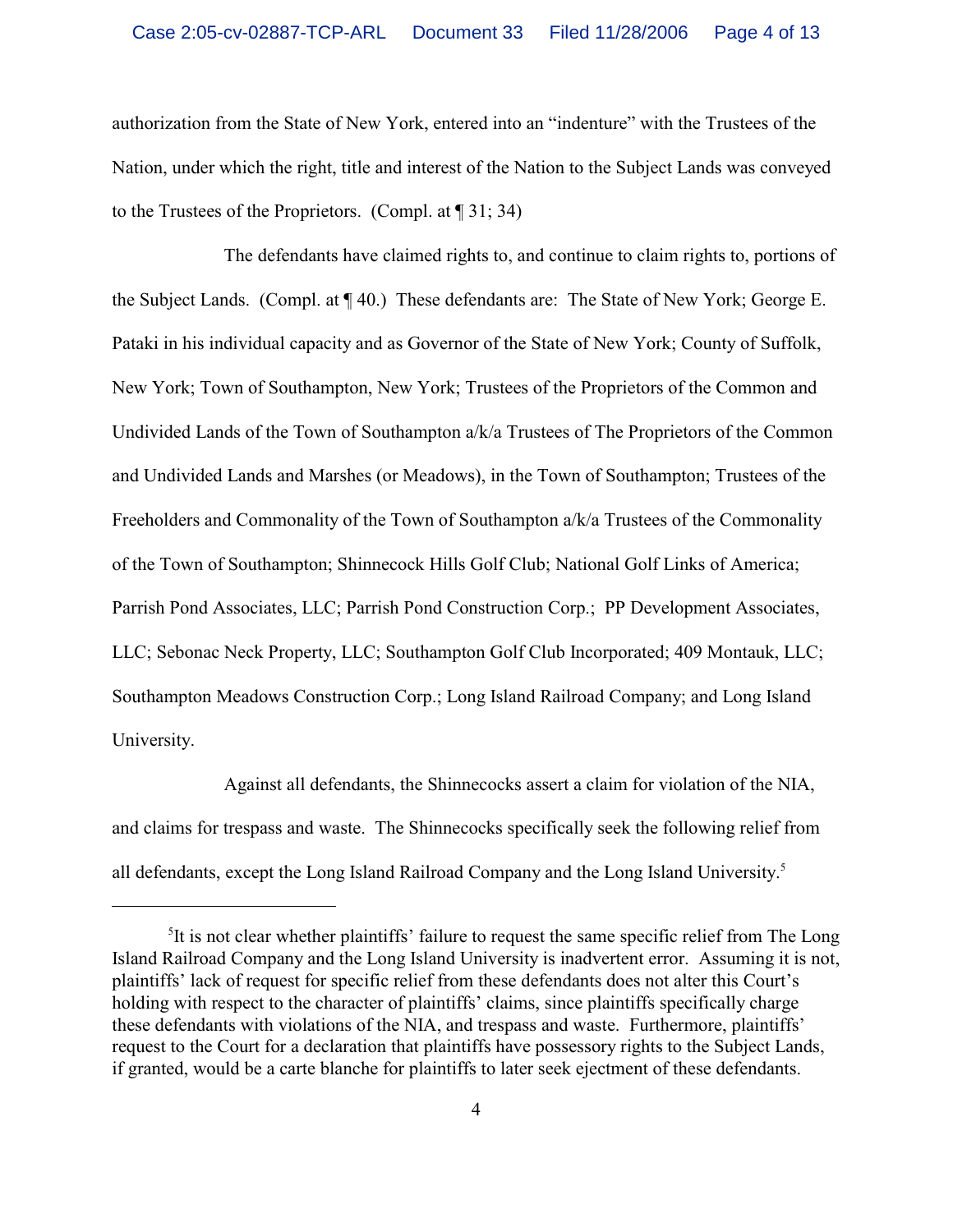authorization from the State of New York, entered into an "indenture" with the Trustees of the Nation, under which the right, title and interest of the Nation to the Subject Lands was conveyed to the Trustees of the Proprietors. (Compl. at ¶ 31; 34)

The defendants have claimed rights to, and continue to claim rights to, portions of the Subject Lands. (Compl. at ¶ 40.) These defendants are: The State of New York; George E. Pataki in his individual capacity and as Governor of the State of New York; County of Suffolk, New York; Town of Southampton, New York; Trustees of the Proprietors of the Common and Undivided Lands of the Town of Southampton a/k/a Trustees of The Proprietors of the Common and Undivided Lands and Marshes (or Meadows), in the Town of Southampton; Trustees of the Freeholders and Commonality of the Town of Southampton a/k/a Trustees of the Commonality of the Town of Southampton; Shinnecock Hills Golf Club; National Golf Links of America; Parrish Pond Associates, LLC; Parrish Pond Construction Corp.; PP Development Associates, LLC; Sebonac Neck Property, LLC; Southampton Golf Club Incorporated; 409 Montauk, LLC; Southampton Meadows Construction Corp.; Long Island Railroad Company; and Long Island University.

Against all defendants, the Shinnecocks assert a claim for violation of the NIA, and claims for trespass and waste. The Shinnecocks specifically seek the following relief from all defendants, except the Long Island Railroad Company and the Long Island University.[5]

---

[5]It is not clear whether plaintiffs' failure to request the same specific relief from The Long Island Railroad Company and the Long Island University is inadvertent error. Assuming it is not, plaintiffs' lack of request for specific relief from these defendants does not alter this Court's holding with respect to the character of plaintiffs' claims, since plaintiffs specifically charge these defendants with violations of the NIA, and trespass and waste. Furthermore, plaintiffs' request to the Court for a declaration that plaintiffs have possessory rights to the Subject Lands, if granted, would be a carte blanche for plaintiffs to later seek ejectment of these defendants.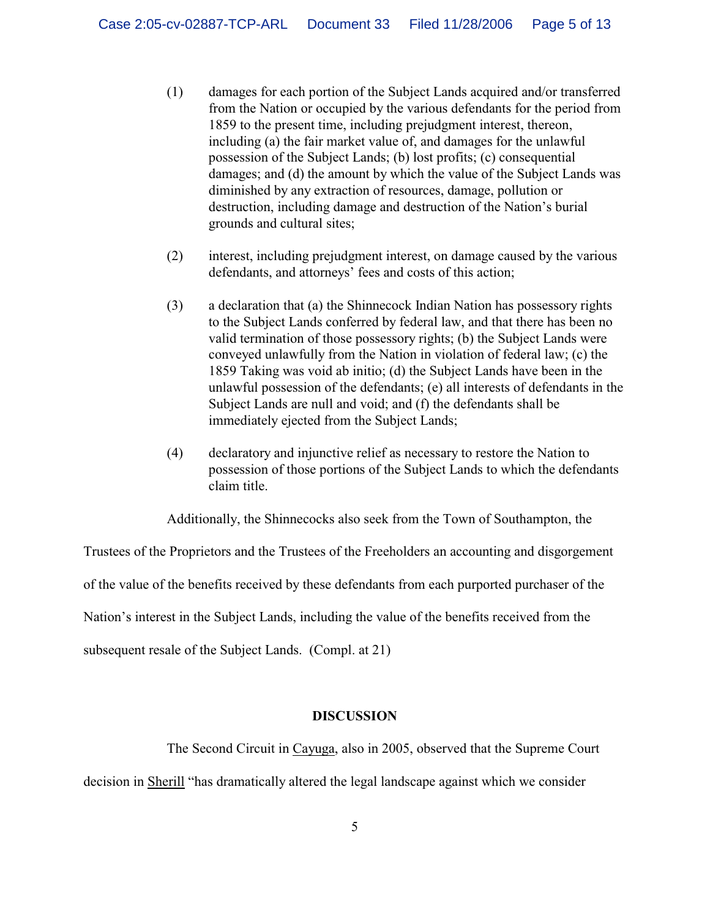(1) damages for each portion of the Subject Lands acquired and/or transferred from the Nation or occupied by the various defendants for the period from 1859 to the present time, including prejudgment interest, thereon, including (a) the fair market value of, and damages for the unlawful possession of the Subject Lands; (b) lost profits; (c) consequential damages; and (d) the amount by which the value of the Subject Lands was diminished by any extraction of resources, damage, pollution or destruction, including damage and destruction of the Nation's burial grounds and cultural sites;

(2) interest, including prejudgment interest, on damage caused by the various defendants, and attorneys' fees and costs of this action;

(3) a declaration that (a) the Shinnecock Indian Nation has possessory rights to the Subject Lands conferred by federal law, and that there has been no valid termination of those possessory rights; (b) the Subject Lands were conveyed unlawfully from the Nation in violation of federal law; (c) the 1859 Taking was void ab initio; (d) the Subject Lands have been in the unlawful possession of the defendants; (e) all interests of defendants in the Subject Lands are null and void; and (f) the defendants shall be immediately ejected from the Subject Lands;

(4) declaratory and injunctive relief as necessary to restore the Nation to possession of those portions of the Subject Lands to which the defendants claim title.

Additionally, the Shinnecocks also seek from the Town of Southampton, the Trustees of the Proprietors and the Trustees of the Freeholders an accounting and disgorgement of the value of the benefits received by these defendants from each purported purchaser of the Nation's interest in the Subject Lands, including the value of the benefits received from the subsequent resale of the Subject Lands. (Compl. at 21)

**DISCUSSION**

The Second Circuit in Cayuga, also in 2005, observed that the Supreme Court decision in Sherill "has dramatically altered the legal landscape against which we consider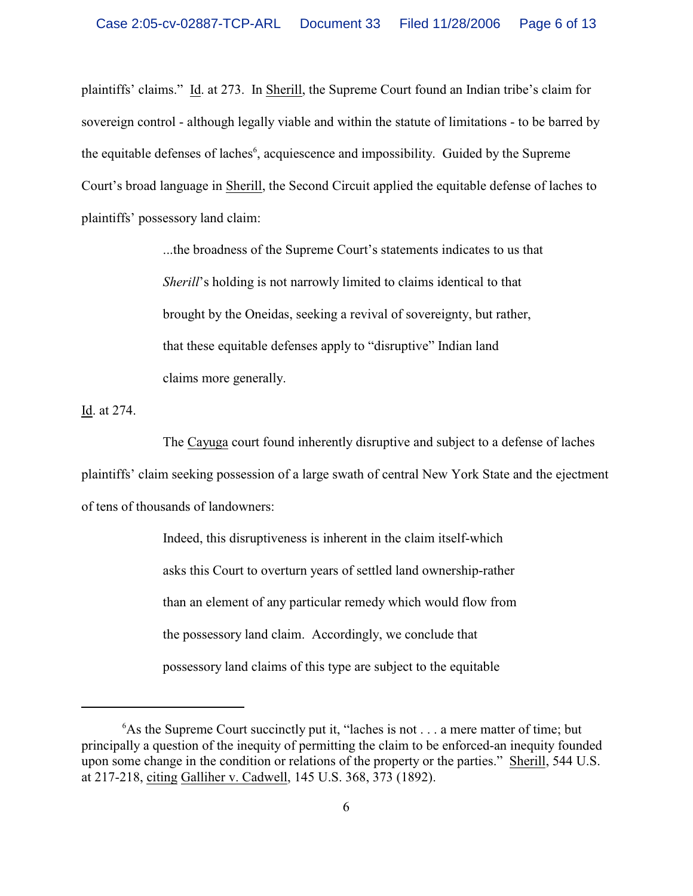plaintiffs' claims." Id. at 273. In Sherill, the Supreme Court found an Indian tribe's claim for sovereign control - although legally viable and within the statute of limitations - to be barred by the equitable defenses of laches[6], acquiescence and impossibility. Guided by the Supreme Court's broad language in Sherill, the Second Circuit applied the equitable defense of laches to plaintiffs' possessory land claim:

> ...the broadness of the Supreme Court's statements indicates to us that *Sherill*'s holding is not narrowly limited to claims identical to that brought by the Oneidas, seeking a revival of sovereignty, but rather, that these equitable defenses apply to "disruptive" Indian land claims more generally.

Id. at 274.

The Cayuga court found inherently disruptive and subject to a defense of laches plaintiffs' claim seeking possession of a large swath of central New York State and the ejectment of tens of thousands of landowners:

> Indeed, this disruptiveness is inherent in the claim itself-which asks this Court to overturn years of settled land ownership-rather than an element of any particular remedy which would flow from the possessory land claim. Accordingly, we conclude that possessory land claims of this type are subject to the equitable

---

[6]As the Supreme Court succinctly put it, "laches is not . . . a mere matter of time; but principally a question of the inequity of permitting the claim to be enforced-an inequity founded upon some change in the condition or relations of the property or the parties." Sherill, 544 U.S. at 217-218, citing Galliher v. Cadwell, 145 U.S. 368, 373 (1892).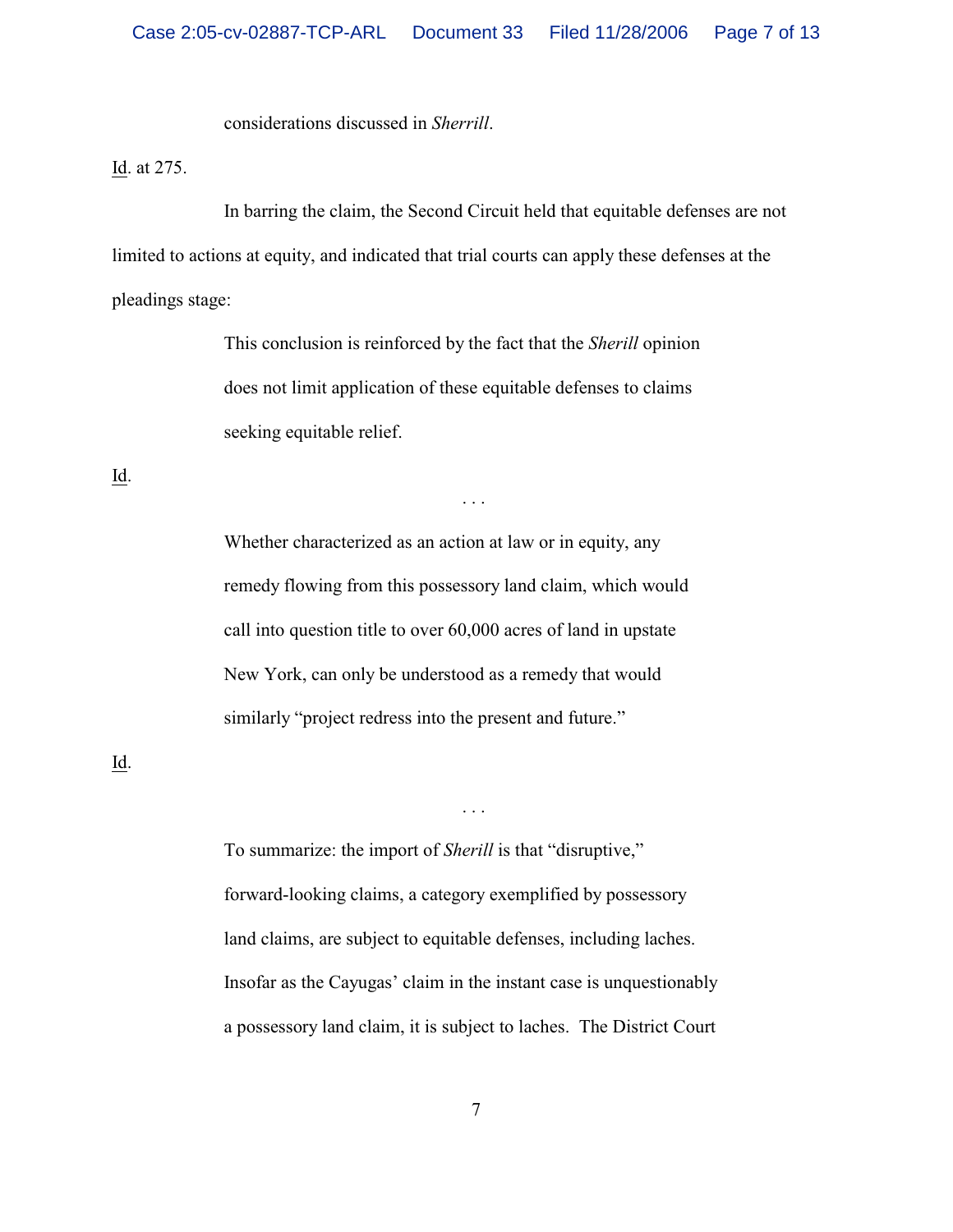considerations discussed in *Sherrill*.

Id. at 275.

In barring the claim, the Second Circuit held that equitable defenses are not limited to actions at equity, and indicated that trial courts can apply these defenses at the pleadings stage:

> This conclusion is reinforced by the fact that the *Sherill* opinion does not limit application of these equitable defenses to claims seeking equitable relief.

Id.

. . .

> Whether characterized as an action at law or in equity, any remedy flowing from this possessory land claim, which would call into question title to over 60,000 acres of land in upstate New York, can only be understood as a remedy that would similarly "project redress into the present and future."

Id.

. . .

> To summarize: the import of *Sherill* is that "disruptive," forward-looking claims, a category exemplified by possessory land claims, are subject to equitable defenses, including laches. Insofar as the Cayugas' claim in the instant case is unquestionably a possessory land claim, it is subject to laches. The District Court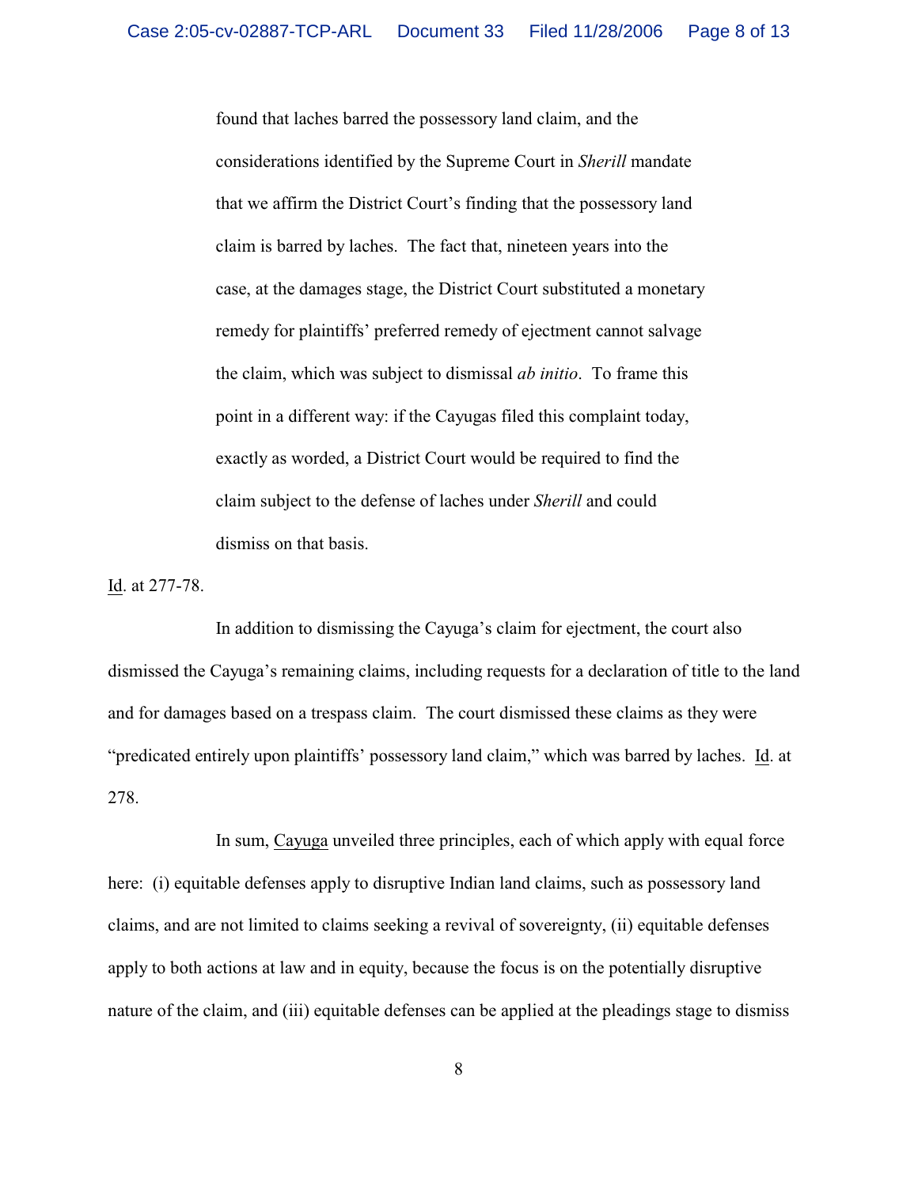> found that laches barred the possessory land claim, and the considerations identified by the Supreme Court in *Sherill* mandate that we affirm the District Court's finding that the possessory land claim is barred by laches. The fact that, nineteen years into the case, at the damages stage, the District Court substituted a monetary remedy for plaintiffs' preferred remedy of ejectment cannot salvage the claim, which was subject to dismissal *ab initio*. To frame this point in a different way: if the Cayugas filed this complaint today, exactly as worded, a District Court would be required to find the claim subject to the defense of laches under *Sherill* and could dismiss on that basis.

Id. at 277-78.

In addition to dismissing the Cayuga's claim for ejectment, the court also dismissed the Cayuga's remaining claims, including requests for a declaration of title to the land and for damages based on a trespass claim. The court dismissed these claims as they were "predicated entirely upon plaintiffs' possessory land claim," which was barred by laches. Id. at 278.

In sum, Cayuga unveiled three principles, each of which apply with equal force here: (i) equitable defenses apply to disruptive Indian land claims, such as possessory land claims, and are not limited to claims seeking a revival of sovereignty, (ii) equitable defenses apply to both actions at law and in equity, because the focus is on the potentially disruptive nature of the claim, and (iii) equitable defenses can be applied at the pleadings stage to dismiss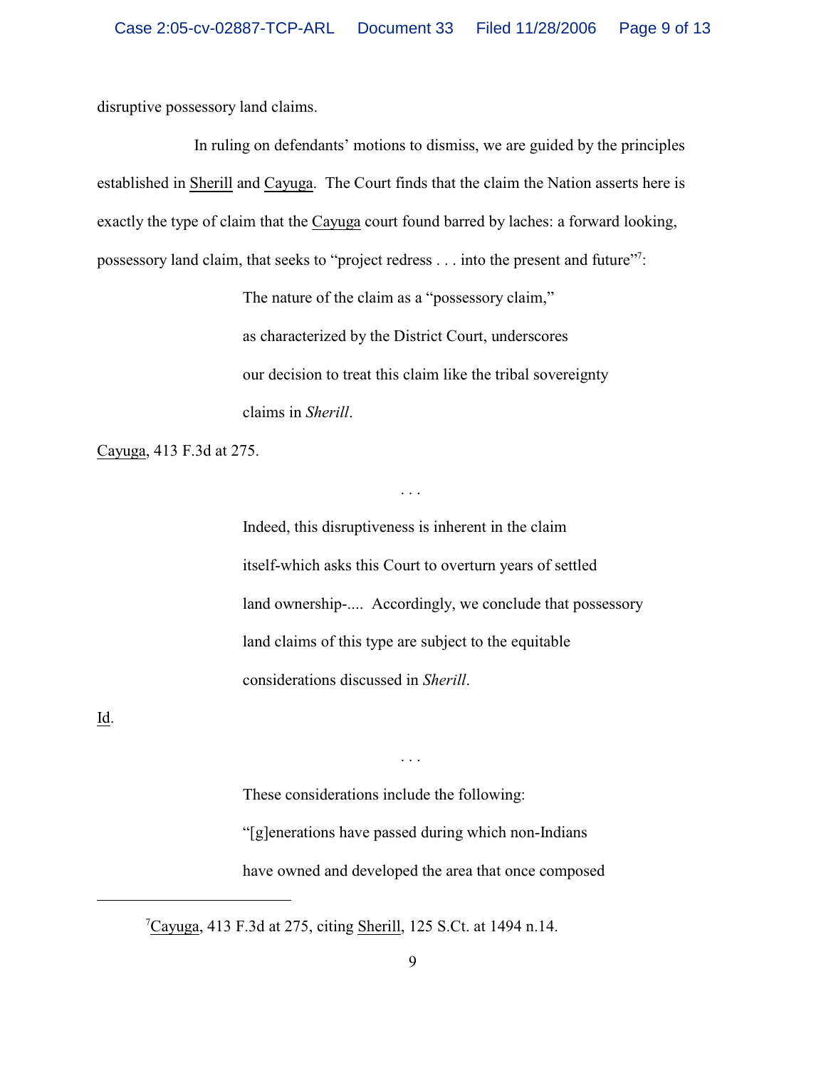disruptive possessory land claims.

In ruling on defendants' motions to dismiss, we are guided by the principles established in Sherill and Cayuga. The Court finds that the claim the Nation asserts here is exactly the type of claim that the Cayuga court found barred by laches: a forward looking, possessory land claim, that seeks to "project redress . . . into the present and future"[7]:

> The nature of the claim as a "possessory claim," as characterized by the District Court, underscores our decision to treat this claim like the tribal sovereignty claims in *Sherill*.

Cayuga, 413 F.3d at 275.

. . .

> Indeed, this disruptiveness is inherent in the claim itself-which asks this Court to overturn years of settled land ownership-.... Accordingly, we conclude that possessory land claims of this type are subject to the equitable considerations discussed in *Sherill*.

Id.

. . .

> These considerations include the following: "[g]enerations have passed during which non-Indians have owned and developed the area that once composed

---

[7] Cayuga, 413 F.3d at 275, citing Sherill, 125 S.Ct. at 1494 n.14.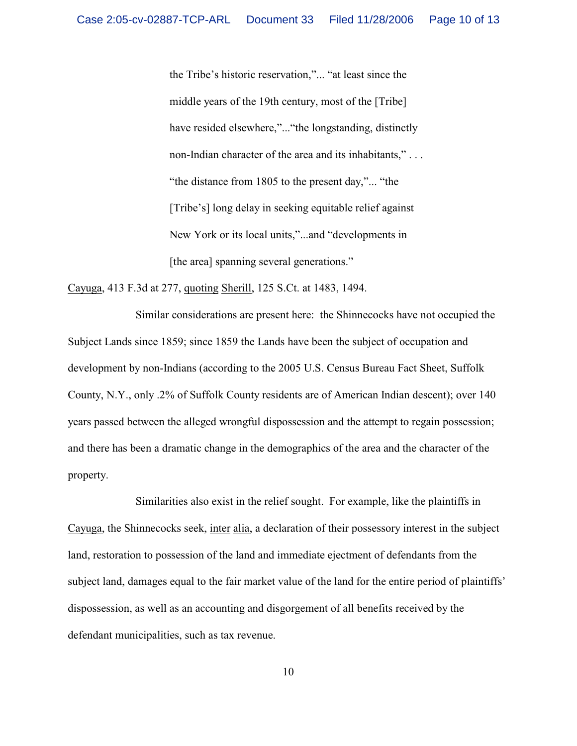> the Tribe's historic reservation,"... "at least since the middle years of the 19th century, most of the [Tribe] have resided elsewhere,"..."the longstanding, distinctly non-Indian character of the area and its inhabitants," . . . "the distance from 1805 to the present day,"... "the [Tribe's] long delay in seeking equitable relief against New York or its local units,"...and "developments in [the area] spanning several generations."

Cayuga, 413 F.3d at 277, quoting Sherill, 125 S.Ct. at 1483, 1494.

Similar considerations are present here: the Shinnecocks have not occupied the Subject Lands since 1859; since 1859 the Lands have been the subject of occupation and development by non-Indians (according to the 2005 U.S. Census Bureau Fact Sheet, Suffolk County, N.Y., only .2% of Suffolk County residents are of American Indian descent); over 140 years passed between the alleged wrongful dispossession and the attempt to regain possession; and there has been a dramatic change in the demographics of the area and the character of the property.

Similarities also exist in the relief sought. For example, like the plaintiffs in Cayuga, the Shinnecocks seek, inter alia, a declaration of their possessory interest in the subject land, restoration to possession of the land and immediate ejectment of defendants from the subject land, damages equal to the fair market value of the land for the entire period of plaintiffs' dispossession, as well as an accounting and disgorgement of all benefits received by the defendant municipalities, such as tax revenue.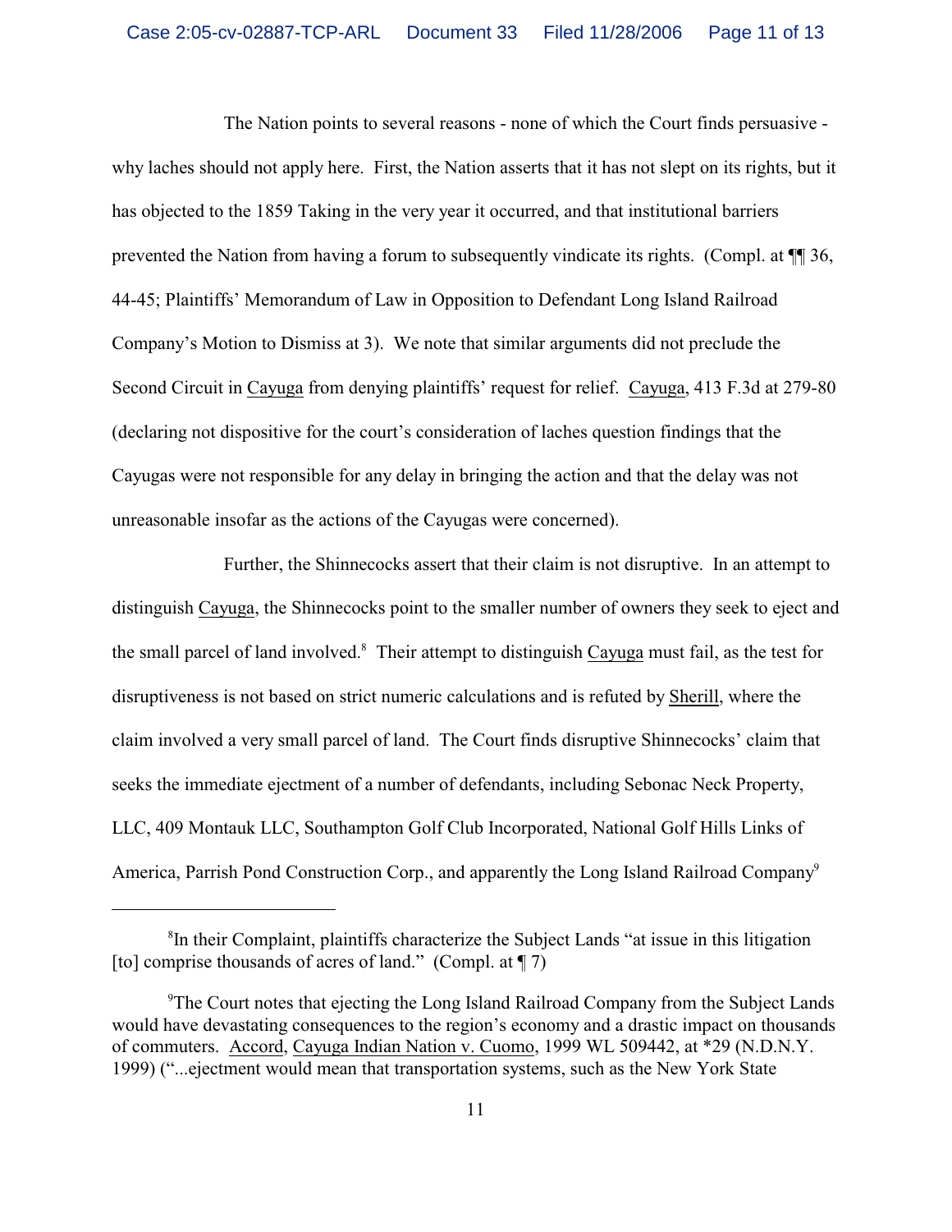The Nation points to several reasons - none of which the Court finds persuasive - why laches should not apply here. First, the Nation asserts that it has not slept on its rights, but it has objected to the 1859 Taking in the very year it occurred, and that institutional barriers prevented the Nation from having a forum to subsequently vindicate its rights. (Compl. at ¶¶ 36, 44-45; Plaintiffs' Memorandum of Law in Opposition to Defendant Long Island Railroad Company's Motion to Dismiss at 3). We note that similar arguments did not preclude the Second Circuit in Cayuga from denying plaintiffs' request for relief. Cayuga, 413 F.3d at 279-80 (declaring not dispositive for the court's consideration of laches question findings that the Cayugas were not responsible for any delay in bringing the action and that the delay was not unreasonable insofar as the actions of the Cayugas were concerned).

Further, the Shinnecocks assert that their claim is not disruptive. In an attempt to distinguish Cayuga, the Shinnecocks point to the smaller number of owners they seek to eject and the small parcel of land involved.[8] Their attempt to distinguish Cayuga must fail, as the test for disruptiveness is not based on strict numeric calculations and is refuted by Sherill, where the claim involved a very small parcel of land. The Court finds disruptive Shinnecocks' claim that seeks the immediate ejectment of a number of defendants, including Sebonac Neck Property, LLC, 409 Montauk LLC, Southampton Golf Club Incorporated, National Golf Hills Links of America, Parrish Pond Construction Corp., and apparently the Long Island Railroad Company[9]

---

[8] In their Complaint, plaintiffs characterize the Subject Lands "at issue in this litigation [to] comprise thousands of acres of land." (Compl. at ¶ 7)

[9] The Court notes that ejecting the Long Island Railroad Company from the Subject Lands would have devastating consequences to the region's economy and a drastic impact on thousands of commuters. Accord, Cayuga Indian Nation v. Cuomo, 1999 WL 509442, at *29 (N.D.N.Y. 1999) ("...ejectment would mean that transportation systems, such as the New York State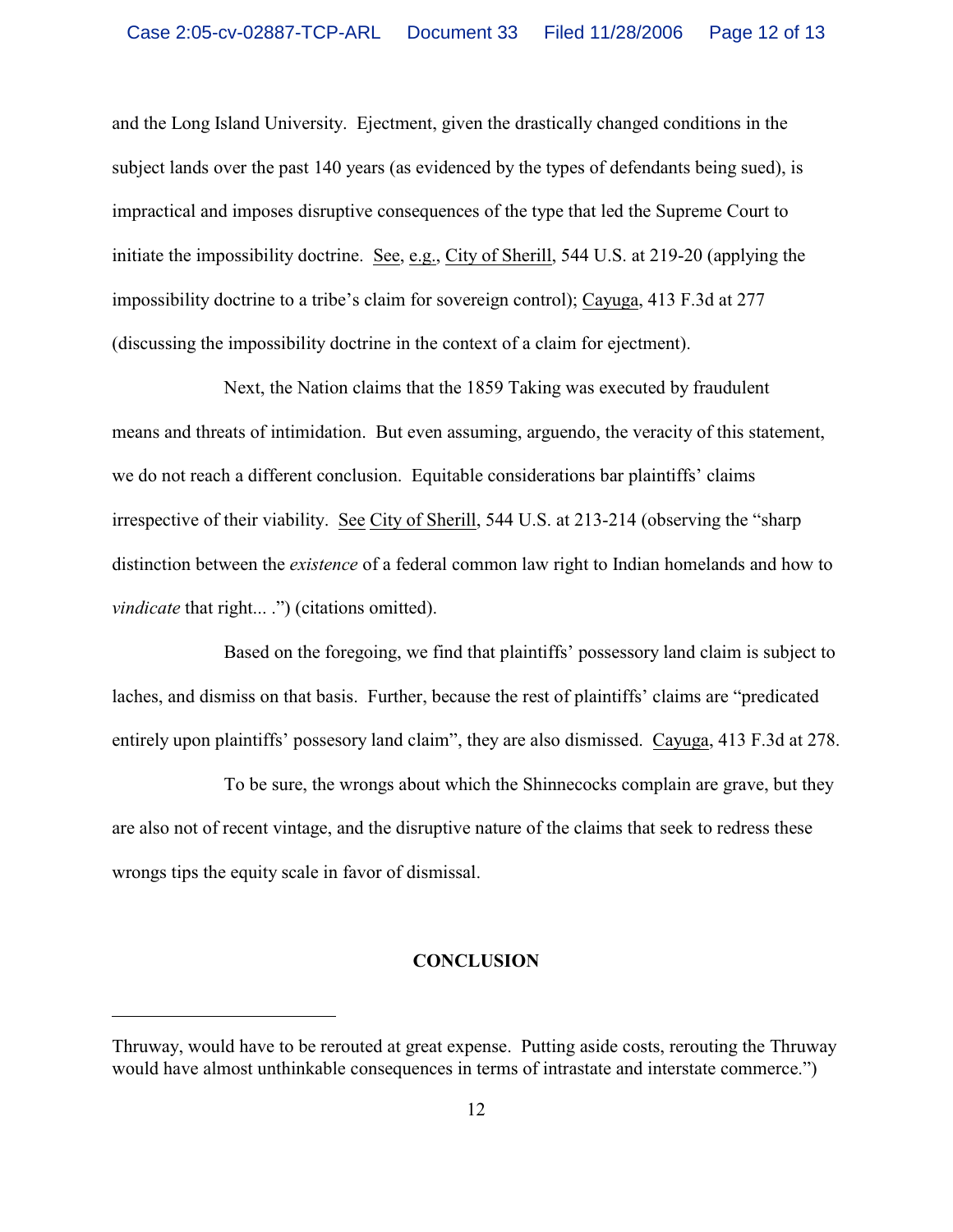and the Long Island University. Ejectment, given the drastically changed conditions in the subject lands over the past 140 years (as evidenced by the types of defendants being sued), is impractical and imposes disruptive consequences of the type that led the Supreme Court to initiate the impossibility doctrine. See, e.g., City of Sherill, 544 U.S. at 219-20 (applying the impossibility doctrine to a tribe's claim for sovereign control); Cayuga, 413 F.3d at 277 (discussing the impossibility doctrine in the context of a claim for ejectment).

Next, the Nation claims that the 1859 Taking was executed by fraudulent means and threats of intimidation. But even assuming, arguendo, the veracity of this statement, we do not reach a different conclusion. Equitable considerations bar plaintiffs' claims irrespective of their viability. See City of Sherill, 544 U.S. at 213-214 (observing the "sharp distinction between the *existence* of a federal common law right to Indian homelands and how to *vindicate* that right... .") (citations omitted).

Based on the foregoing, we find that plaintiffs' possessory land claim is subject to laches, and dismiss on that basis. Further, because the rest of plaintiffs' claims are "predicated entirely upon plaintiffs' possesory land claim", they are also dismissed. Cayuga, 413 F.3d at 278.

To be sure, the wrongs about which the Shinnecocks complain are grave, but they are also not of recent vintage, and the disruptive nature of the claims that seek to redress these wrongs tips the equity scale in favor of dismissal.

## CONCLUSION

---

Thruway, would have to be rerouted at great expense. Putting aside costs, rerouting the Thruway would have almost unthinkable consequences in terms of intrastate and interstate commerce.")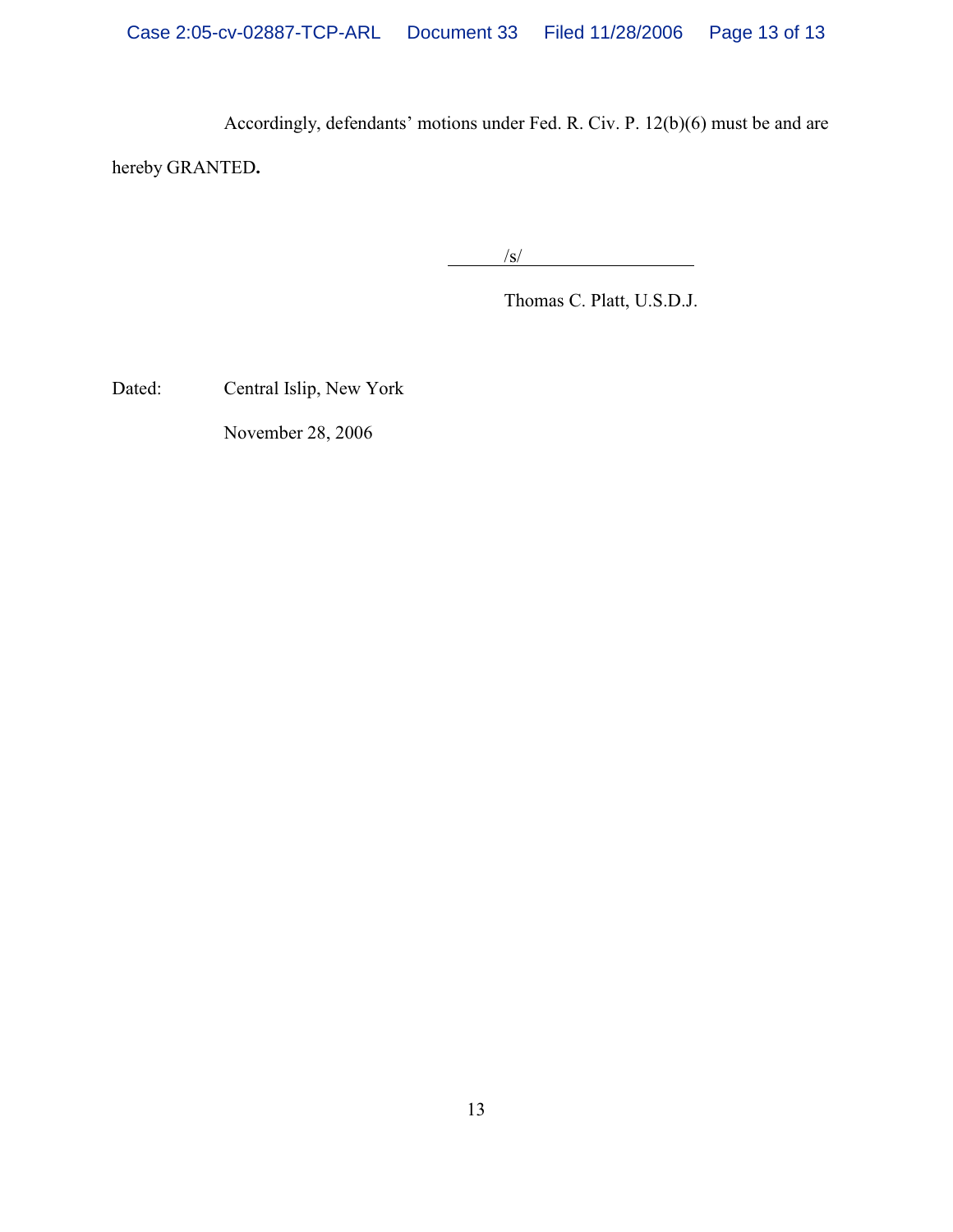Accordingly, defendants' motions under Fed. R. Civ. P. 12(b)(6) must be and are hereby GRANTED**.**

/s/

Thomas C. Platt, U.S.D.J.

Dated: Central Islip, New York

November 28, 2006